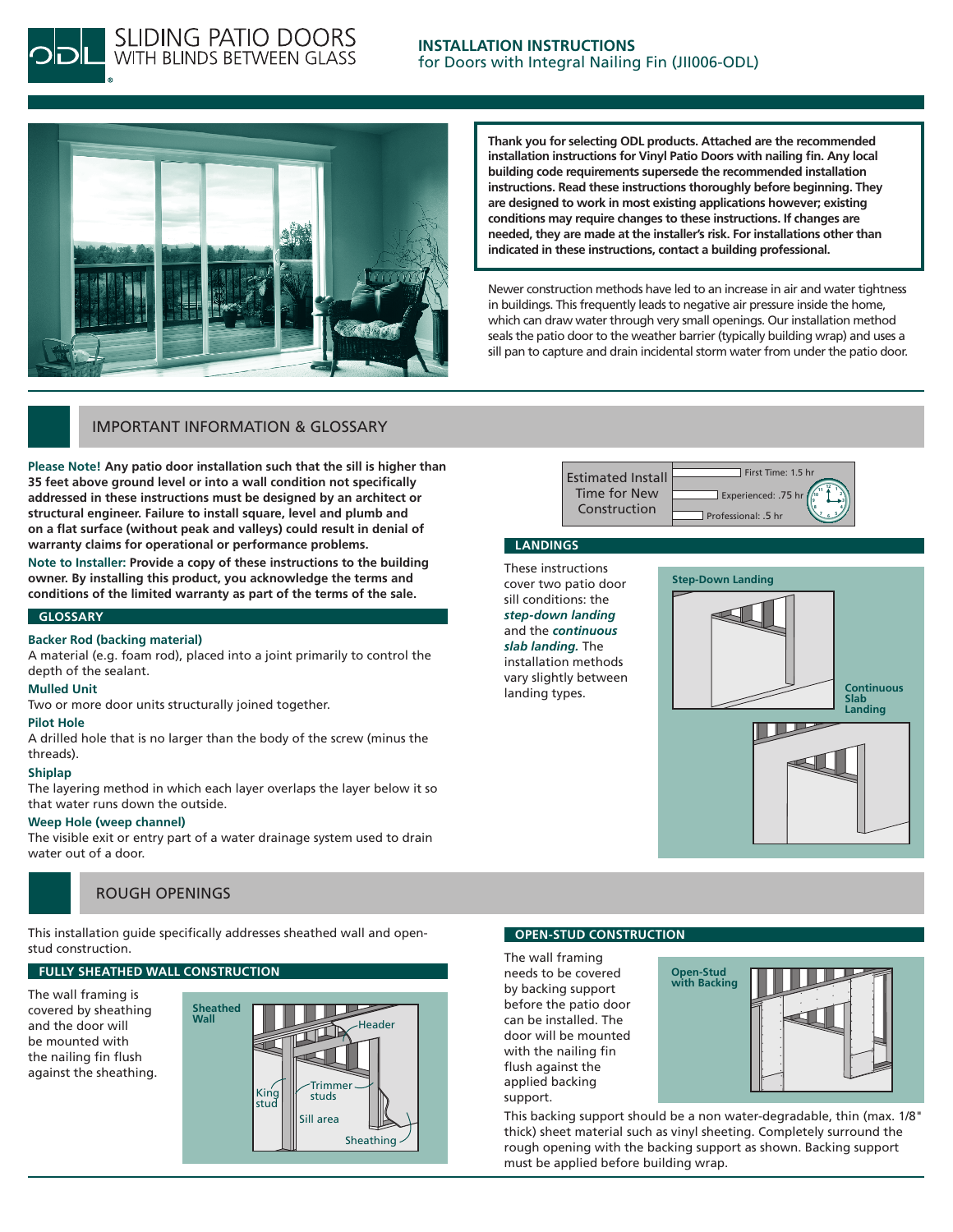# SLIDING PATIO DOORS WITH BLINDS BETWEEN GLASS

## INSTALLATION INSTRUCTIONS
for Doors with Integral Nailing Fin (JII006-ODL)

**Thank you for selecting ODL products. Attached are the recommended installation instructions for Vinyl Patio Doors with nailing fin. Any local building code requirements supersede the recommended installation instructions. Read these instructions thoroughly before beginning. They are designed to work in most existing applications however; existing conditions may require changes to these instructions. If changes are needed, they are made at the installer's risk. For installations other than indicated in these instructions, contact a building professional.**

Newer construction methods have led to an increase in air and water tightness in buildings. This frequently leads to negative air pressure inside the home, which can draw water through very small openings. Our installation method seals the patio door to the weather barrier (typically building wrap) and uses a sill pan to capture and drain incidental storm water from under the patio door.

## IMPORTANT INFORMATION & GLOSSARY

**Please Note! Any patio door installation such that the sill is higher than 35 feet above ground level or into a wall condition not specifically addressed in these instructions must be designed by an architect or structural engineer. Failure to install square, level and plumb and on a flat surface (without peak and valleys) could result in denial of warranty claims for operational or performance problems.**

**Note to Installer: Provide a copy of these instructions to the building owner. By installing this product, you acknowledge the terms and conditions of the limited warranty as part of the terms of the sale.**

| Estimated Install Time for New Construction | |
|---|---|
| First Time: | 1.5 hr |
| Experienced: | .75 hr |
| Professional: | .5 hr |

### GLOSSARY

**Backer Rod (backing material)**
A material (e.g. foam rod), placed into a joint primarily to control the depth of the sealant.

**Mulled Unit**
Two or more door units structurally joined together.

**Pilot Hole**
A drilled hole that is no larger than the body of the screw (minus the threads).

**Shiplap**
The layering method in which each layer overlaps the layer below it so that water runs down the outside.

**Weep Hole (weep channel)**
The visible exit or entry part of a water drainage system used to drain water out of a door.

### LANDINGS

These instructions cover two patio door sill conditions: the ***step-down landing*** and the ***continuous slab landing.*** The installation methods vary slightly between landing types.

Step-Down Landing

Continuous Slab Landing

## ROUGH OPENINGS

This installation guide specifically addresses sheathed wall and open-stud construction.

### FULLY SHEATHED WALL CONSTRUCTION

The wall framing is covered by sheathing and the door will be mounted with the nailing fin flush against the sheathing.

Sheathed Wall — Header, King stud, Trimmer studs, Sill area, Sheathing

### OPEN-STUD CONSTRUCTION

The wall framing needs to be covered by backing support before the patio door can be installed. The door will be mounted with the nailing fin flush against the applied backing support.

Open-Stud with Backing

This backing support should be a non water-degradable, thin (max. 1/8" thick) sheet material such as vinyl sheeting. Completely surround the rough opening with the backing support as shown. Backing support must be applied before building wrap.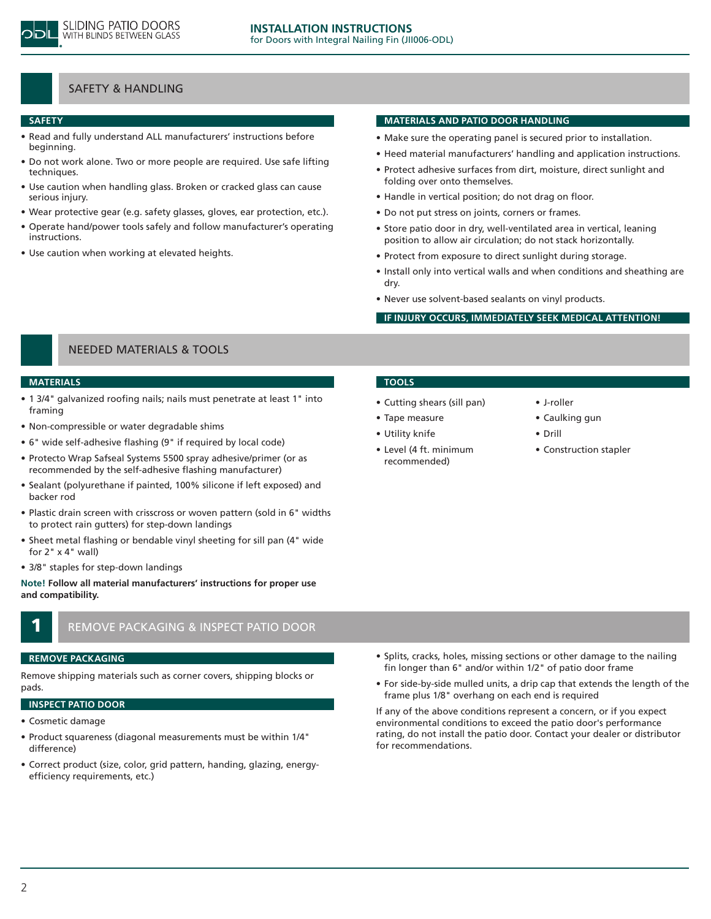# SAFETY & HANDLING

### SAFETY

- Read and fully understand ALL manufacturers' instructions before beginning.
- Do not work alone. Two or more people are required. Use safe lifting techniques.
- Use caution when handling glass. Broken or cracked glass can cause serious injury.
- Wear protective gear (e.g. safety glasses, gloves, ear protection, etc.).
- Operate hand/power tools safely and follow manufacturer's operating instructions.
- Use caution when working at elevated heights.

### MATERIALS AND PATIO DOOR HANDLING

- Make sure the operating panel is secured prior to installation.
- Heed material manufacturers' handling and application instructions.
- Protect adhesive surfaces from dirt, moisture, direct sunlight and folding over onto themselves.
- Handle in vertical position; do not drag on floor.
- Do not put stress on joints, corners or frames.
- Store patio door in dry, well-ventilated area in vertical, leaning position to allow air circulation; do not stack horizontally.
- Protect from exposure to direct sunlight during storage.
- Install only into vertical walls and when conditions and sheathing are dry.
- Never use solvent-based sealants on vinyl products.

**IF INJURY OCCURS, IMMEDIATELY SEEK MEDICAL ATTENTION!**

# NEEDED MATERIALS & TOOLS

### MATERIALS

- 1 3/4" galvanized roofing nails; nails must penetrate at least 1" into framing
- Non-compressible or water degradable shims
- 6" wide self-adhesive flashing (9" if required by local code)
- Protecto Wrap Safseal Systems 5500 spray adhesive/primer (or as recommended by the self-adhesive flashing manufacturer)
- Sealant (polyurethane if painted, 100% silicone if left exposed) and backer rod
- Plastic drain screen with crisscross or woven pattern (sold in 6" widths to protect rain gutters) for step-down landings
- Sheet metal flashing or bendable vinyl sheeting for sill pan (4" wide for 2" x 4" wall)
- 3/8" staples for step-down landings

**Note! Follow all material manufacturers' instructions for proper use and compatibility.**

### TOOLS

- Cutting shears (sill pan)
- Tape measure
- Utility knife
- Level (4 ft. minimum recommended)
- J-roller
- Caulking gun
- Drill
- Construction stapler

# 1 REMOVE PACKAGING & INSPECT PATIO DOOR

### REMOVE PACKAGING

Remove shipping materials such as corner covers, shipping blocks or pads.

### INSPECT PATIO DOOR

- Cosmetic damage
- Product squareness (diagonal measurements must be within 1/4" difference)
- Correct product (size, color, grid pattern, handing, glazing, energy-efficiency requirements, etc.)
- Splits, cracks, holes, missing sections or other damage to the nailing fin longer than 6" and/or within 1/2" of patio door frame
- For side-by-side mulled units, a drip cap that extends the length of the frame plus 1/8" overhang on each end is required

If any of the above conditions represent a concern, or if you expect environmental conditions to exceed the patio door's performance rating, do not install the patio door. Contact your dealer or distributor for recommendations.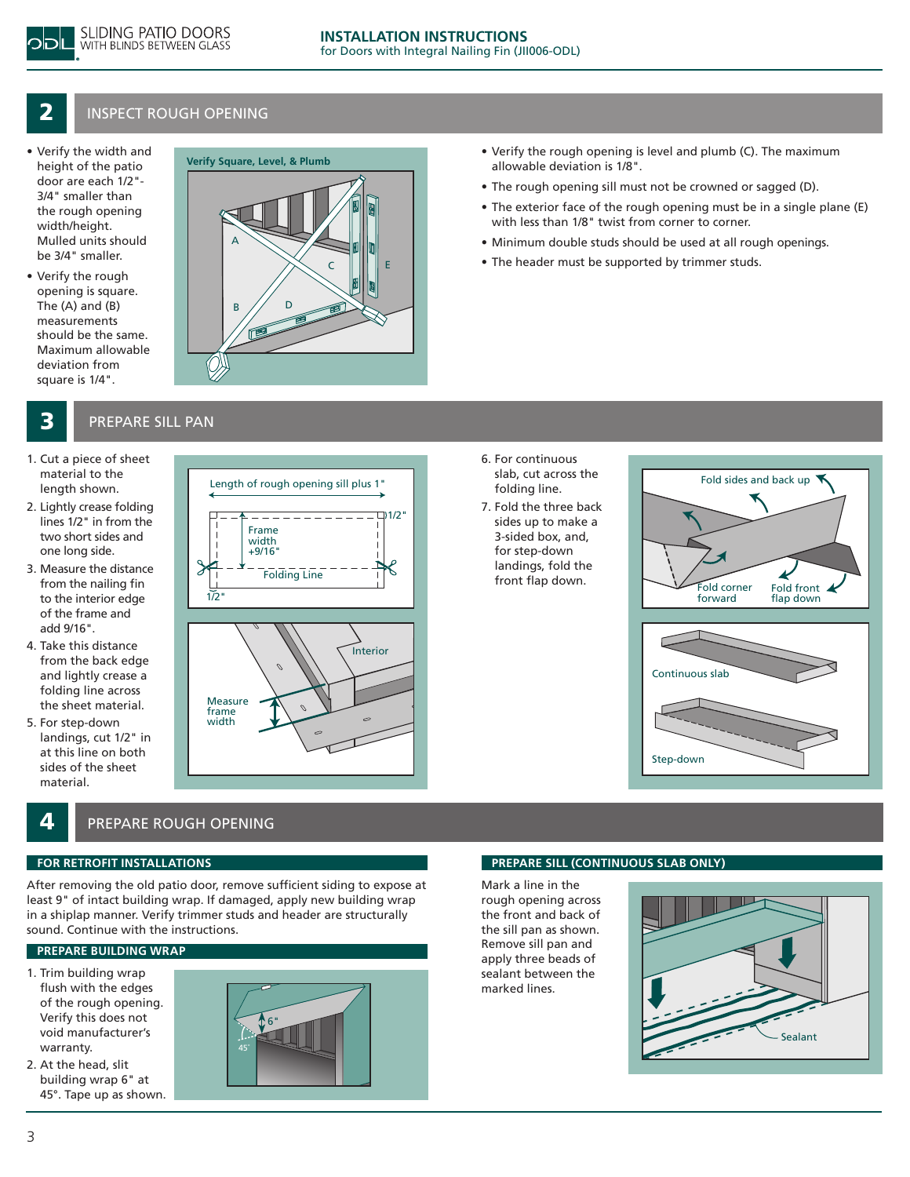## 2 INSPECT ROUGH OPENING

- Verify the width and height of the patio door are each 1/2"-3/4" smaller than the rough opening width/height. Mulled units should be 3/4" smaller.
- Verify the rough opening is square. The (A) and (B) measurements should be the same. Maximum allowable deviation from square is 1/4".

Verify Square, Level, & Plumb

A B C D E

- Verify the rough opening is level and plumb (C). The maximum allowable deviation is 1/8".
- The rough opening sill must not be crowned or sagged (D).
- The exterior face of the rough opening must be in a single plane (E) with less than 1/8" twist from corner to corner.
- Minimum double studs should be used at all rough openings.
- The header must be supported by trimmer studs.

## 3 PREPARE SILL PAN

1. Cut a piece of sheet material to the length shown.
2. Lightly crease folding lines 1/2" in from the two short sides and one long side.
3. Measure the distance from the nailing fin to the interior edge of the frame and add 9/16".
4. Take this distance from the back edge and lightly crease a folding line across the sheet material.
5. For step-down landings, cut 1/2" in at this line on both sides of the sheet material.

Length of rough opening sill plus 1"

1/2"

Frame width +9/16"

Folding Line

1/2"

Interior

Measure frame width

6. For continuous slab, cut across the folding line.
7. Fold the three back sides up to make a 3-sided box, and, for step-down landings, fold the front flap down.

Fold sides and back up

Fold corner forward

Fold front flap down

Continuous slab

Step-down

## 4 PREPARE ROUGH OPENING

### FOR RETROFIT INSTALLATIONS

After removing the old patio door, remove sufficient siding to expose at least 9" of intact building wrap. If damaged, apply new building wrap in a shiplap manner. Verify trimmer studs and header are structurally sound. Continue with the instructions.

### PREPARE BUILDING WRAP

1. Trim building wrap flush with the edges of the rough opening. Verify this does not void manufacturer's warranty.
2. At the head, slit building wrap 6" at 45°. Tape up as shown.

6"

45°

### PREPARE SILL (CONTINUOUS SLAB ONLY)

Mark a line in the rough opening across the front and back of the sill pan as shown. Remove sill pan and apply three beads of sealant between the marked lines.

Sealant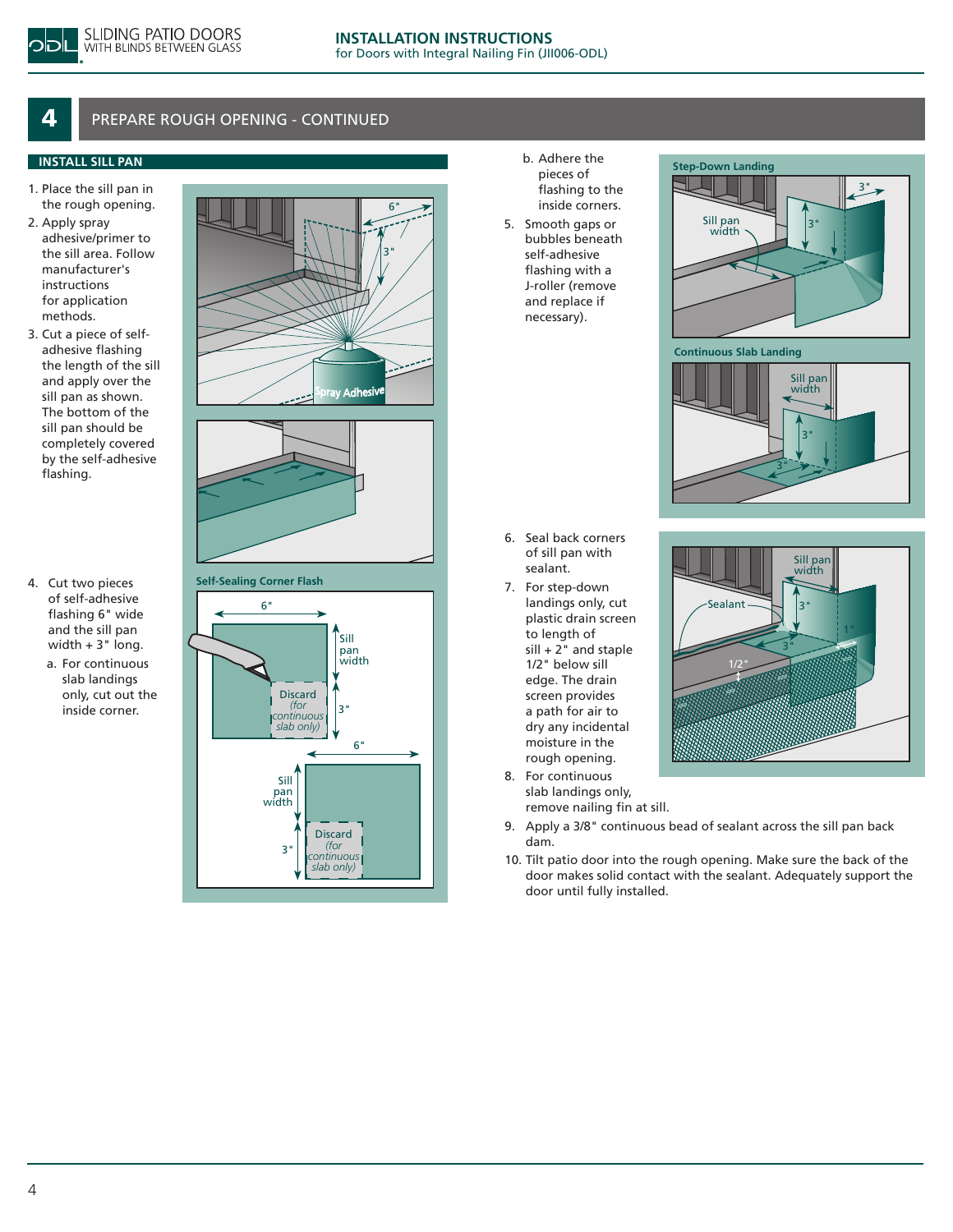## 4 PREPARE ROUGH OPENING - CONTINUED

### INSTALL SILL PAN

1. Place the sill pan in the rough opening.
2. Apply spray adhesive/primer to the sill area. Follow manufacturer's instructions for application methods.
3. Cut a piece of self-adhesive flashing the length of the sill and apply over the sill pan as shown. The bottom of the sill pan should be completely covered by the self-adhesive flashing.
4. Cut two pieces of self-adhesive flashing 6" wide and the sill pan width + 3" long.
   a. For continuous slab landings only, cut out the inside corner.
   b. Adhere the pieces of flashing to the inside corners.
5. Smooth gaps or bubbles beneath self-adhesive flashing with a J-roller (remove and replace if necessary).

Self-Sealing Corner Flash

Step-Down Landing

Continuous Slab Landing

6. Seal back corners of sill pan with sealant.
7. For step-down landings only, cut plastic drain screen to length of sill + 2" and staple 1/2" below sill edge. The drain screen provides a path for air to dry any incidental moisture in the rough opening.
8. For continuous slab landings only, remove nailing fin at sill.
9. Apply a 3/8" continuous bead of sealant across the sill pan back dam.
10. Tilt patio door into the rough opening. Make sure the back of the door makes solid contact with the sealant. Adequately support the door until fully installed.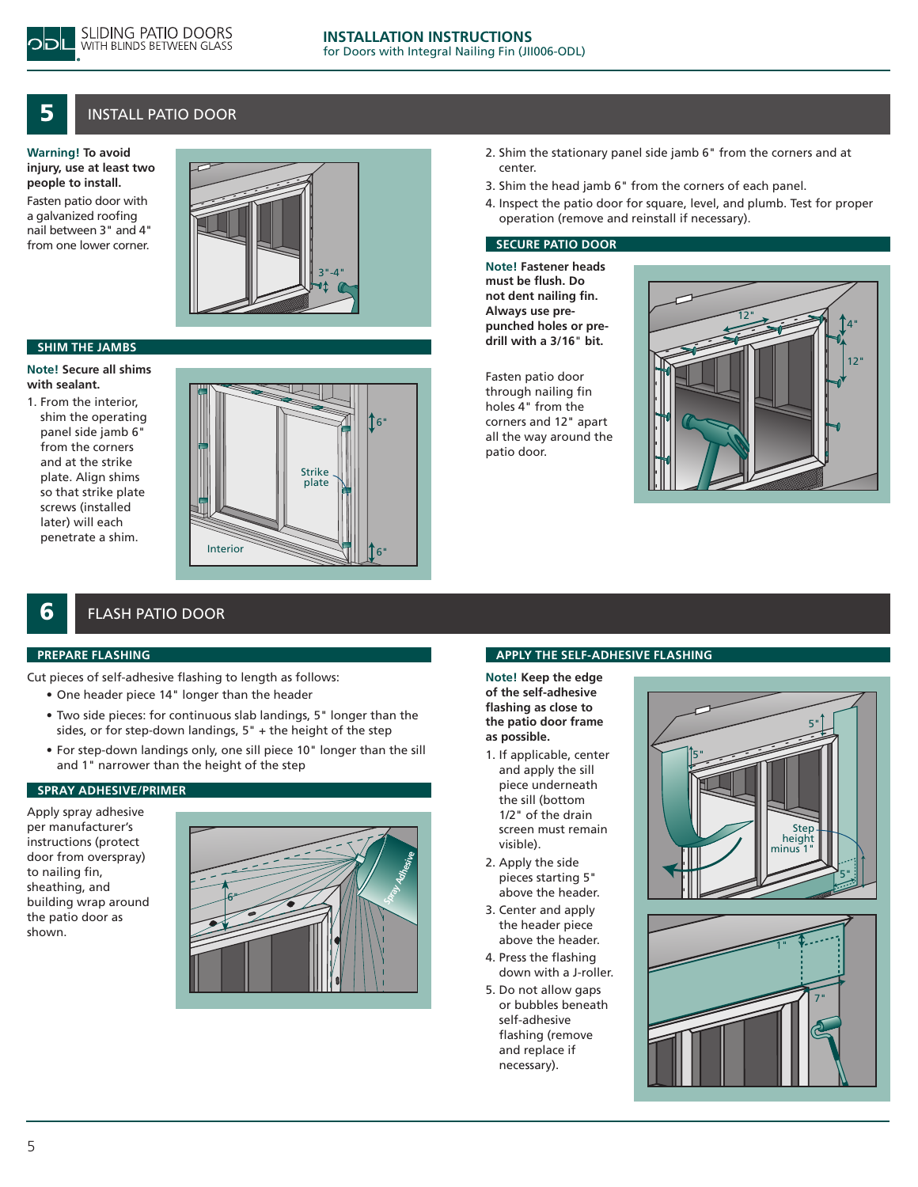## 5 INSTALL PATIO DOOR

**Warning! To avoid injury, use at least two people to install.**

Fasten patio door with a galvanized roofing nail between 3" and 4" from one lower corner.

### SHIM THE JAMBS

**Note! Secure all shims with sealant.**

1. From the interior, shim the operating panel side jamb 6" from the corners and at the strike plate. Align shims so that strike plate screws (installed later) will each penetrate a shim.
2. Shim the stationary panel side jamb 6" from the corners and at center.
3. Shim the head jamb 6" from the corners of each panel.
4. Inspect the patio door for square, level, and plumb. Test for proper operation (remove and reinstall if necessary).

### SECURE PATIO DOOR

**Note! Fastener heads must be flush. Do not dent nailing fin. Always use pre-punched holes or pre-drill with a 3/16" bit.**

Fasten patio door through nailing fin holes 4" from the corners and 12" apart all the way around the patio door.

## 6 FLASH PATIO DOOR

### PREPARE FLASHING

Cut pieces of self-adhesive flashing to length as follows:

- One header piece 14" longer than the header
- Two side pieces: for continuous slab landings, 5" longer than the sides, or for step-down landings, 5" + the height of the step
- For step-down landings only, one sill piece 10" longer than the sill and 1" narrower than the height of the step

### SPRAY ADHESIVE/PRIMER

Apply spray adhesive per manufacturer's instructions (protect door from overspray) to nailing fin, sheathing, and building wrap around the patio door as shown.

### APPLY THE SELF-ADHESIVE FLASHING

**Note! Keep the edge of the self-adhesive flashing as close to the patio door frame as possible.**

1. If applicable, center and apply the sill piece underneath the sill (bottom 1/2" of the drain screen must remain visible).
2. Apply the side pieces starting 5" above the header.
3. Center and apply the header piece above the header.
4. Press the flashing down with a J-roller.
5. Do not allow gaps or bubbles beneath self-adhesive flashing (remove and replace if necessary).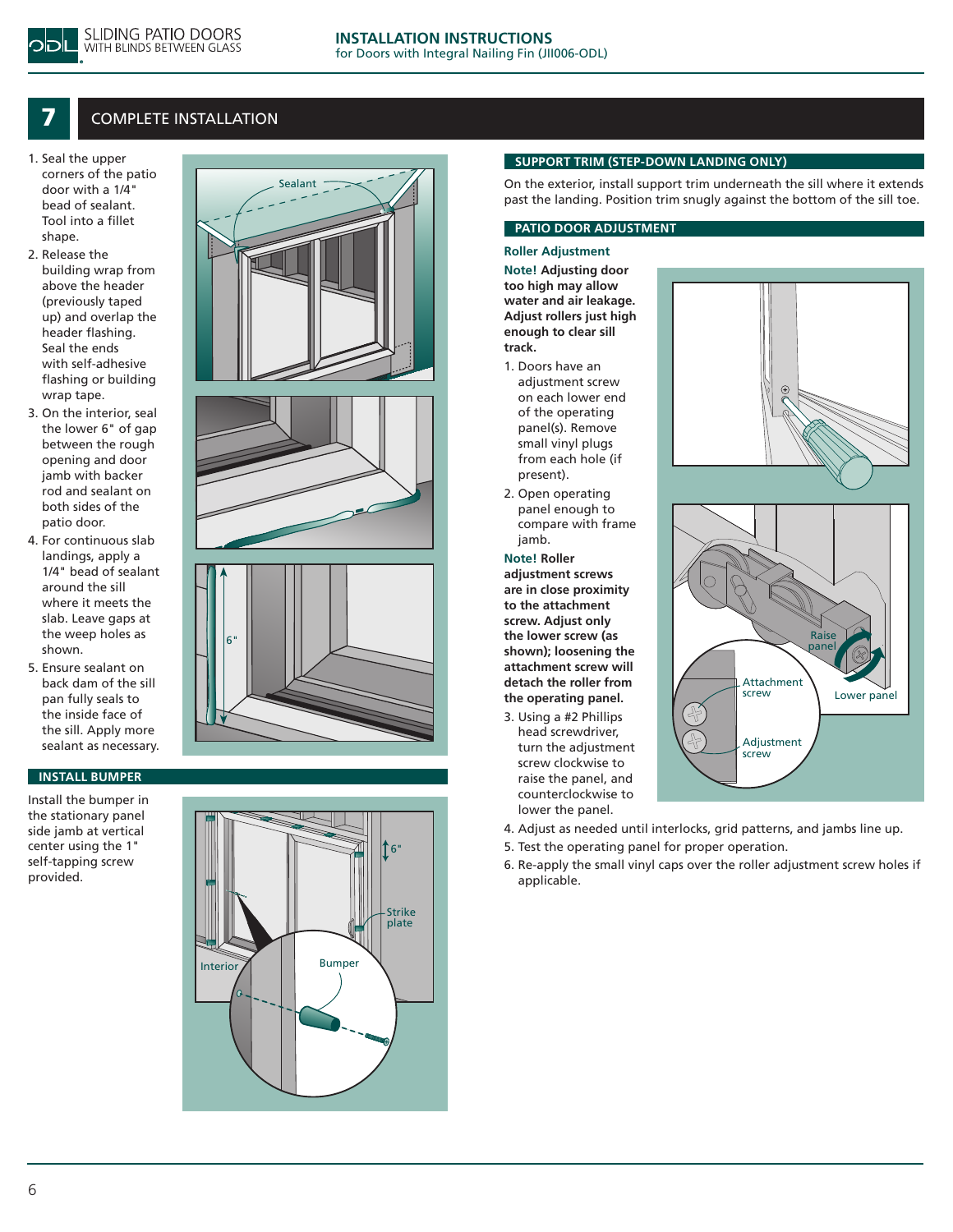## 7 COMPLETE INSTALLATION

1. Seal the upper corners of the patio door with a 1/4" bead of sealant. Tool into a fillet shape.
2. Release the building wrap from above the header (previously taped up) and overlap the header flashing. Seal the ends with self-adhesive flashing or building wrap tape.
3. On the interior, seal the lower 6" of gap between the rough opening and door jamb with backer rod and sealant on both sides of the patio door.
4. For continuous slab landings, apply a 1/4" bead of sealant around the sill where it meets the slab. Leave gaps at the weep holes as shown.
5. Ensure sealant on back dam of the sill pan fully seals to the inside face of the sill. Apply more sealant as necessary.

### INSTALL BUMPER

Install the bumper in the stationary panel side jamb at vertical center using the 1" self-tapping screw provided.

### SUPPORT TRIM (STEP-DOWN LANDING ONLY)

On the exterior, install support trim underneath the sill where it extends past the landing. Position trim snugly against the bottom of the sill toe.

### PATIO DOOR ADJUSTMENT

#### Roller Adjustment

**Note! Adjusting door too high may allow water and air leakage. Adjust rollers just high enough to clear sill track.**

1. Doors have an adjustment screw on each lower end of the operating panel(s). Remove small vinyl plugs from each hole (if present).
2. Open operating panel enough to compare with frame jamb.

**Note! Roller adjustment screws are in close proximity to the attachment screw. Adjust only the lower screw (as shown); loosening the attachment screw will detach the roller from the operating panel.**

3. Using a #2 Phillips head screwdriver, turn the adjustment screw clockwise to raise the panel, and counterclockwise to lower the panel.
4. Adjust as needed until interlocks, grid patterns, and jambs line up.
5. Test the operating panel for proper operation.
6. Re-apply the small vinyl caps over the roller adjustment screw holes if applicable.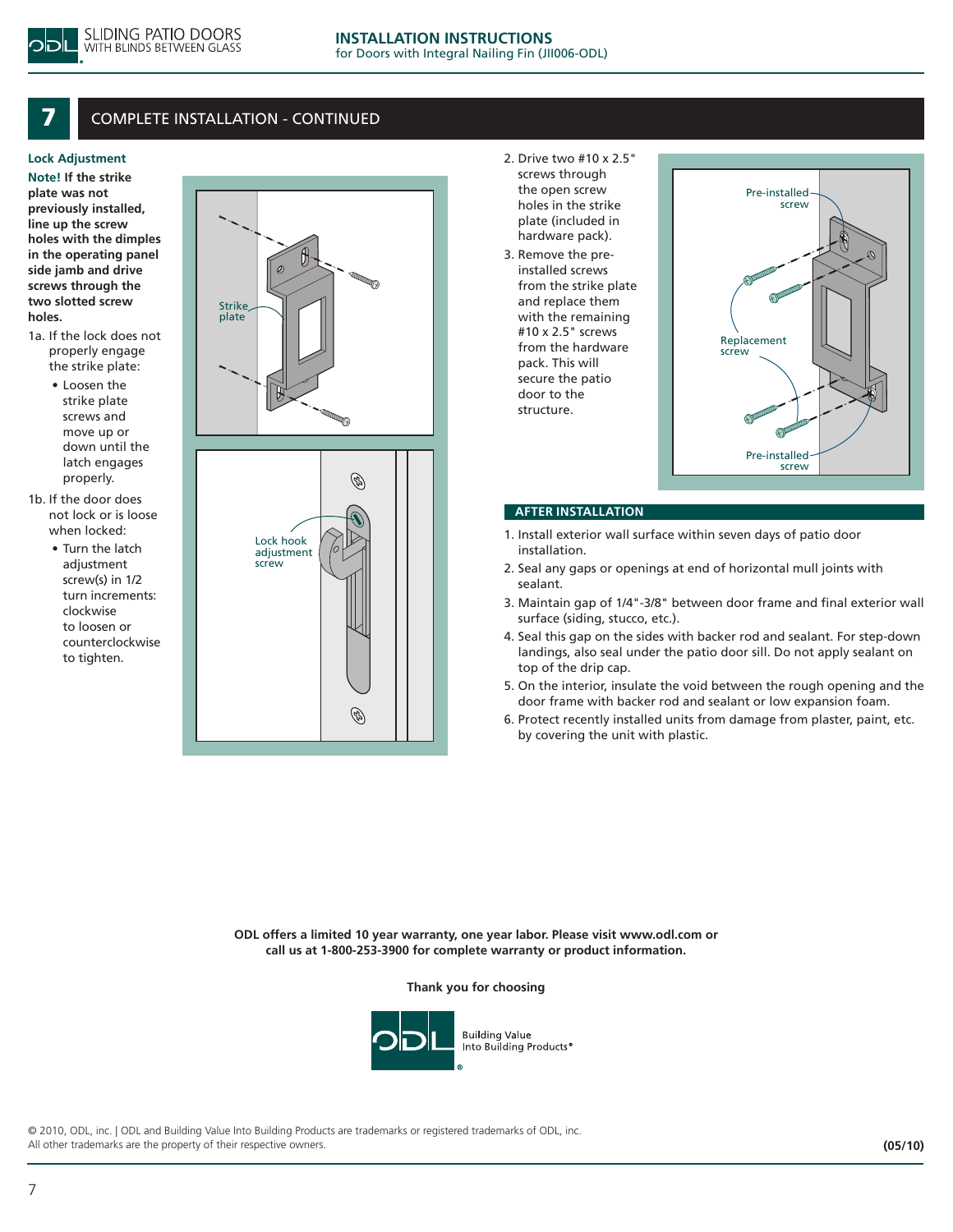## 7 COMPLETE INSTALLATION - CONTINUED

### Lock Adjustment

**Note! If the strike plate was not previously installed, line up the screw holes with the dimples in the operating panel side jamb and drive screws through the two slotted screw holes.**

1a. If the lock does not properly engage the strike plate:
   - Loosen the strike plate screws and move up or down until the latch engages properly.

1b. If the door does not lock or is loose when locked:
   - Turn the latch adjustment screw(s) in 1/2 turn increments: clockwise to loosen or counterclockwise to tighten.

Strike plate

Lock hook adjustment screw

2. Drive two #10 x 2.5" screws through the open screw holes in the strike plate (included in hardware pack).
3. Remove the pre-installed screws from the strike plate and replace them with the remaining #10 x 2.5" screws from the hardware pack. This will secure the patio door to the structure.

Pre-installed screw

Replacement screw

Pre-installed screw

### AFTER INSTALLATION

1. Install exterior wall surface within seven days of patio door installation.
2. Seal any gaps or openings at end of horizontal mull joints with sealant.
3. Maintain gap of 1/4"-3/8" between door frame and final exterior wall surface (siding, stucco, etc.).
4. Seal this gap on the sides with backer rod and sealant. For step-down landings, also seal under the patio door sill. Do not apply sealant on top of the drip cap.
5. On the interior, insulate the void between the rough opening and the door frame with backer rod and sealant or low expansion foam.
6. Protect recently installed units from damage from plaster, paint, etc. by covering the unit with plastic.

**ODL offers a limited 10 year warranty, one year labor. Please visit www.odl.com or call us at 1-800-253-3900 for complete warranty or product information.**

**Thank you for choosing**

ODL Building Value Into Building Products®

© 2010, ODL, inc. | ODL and Building Value Into Building Products are trademarks or registered trademarks of ODL, inc.
All other trademarks are the property of their respective owners.

**(05/10)**